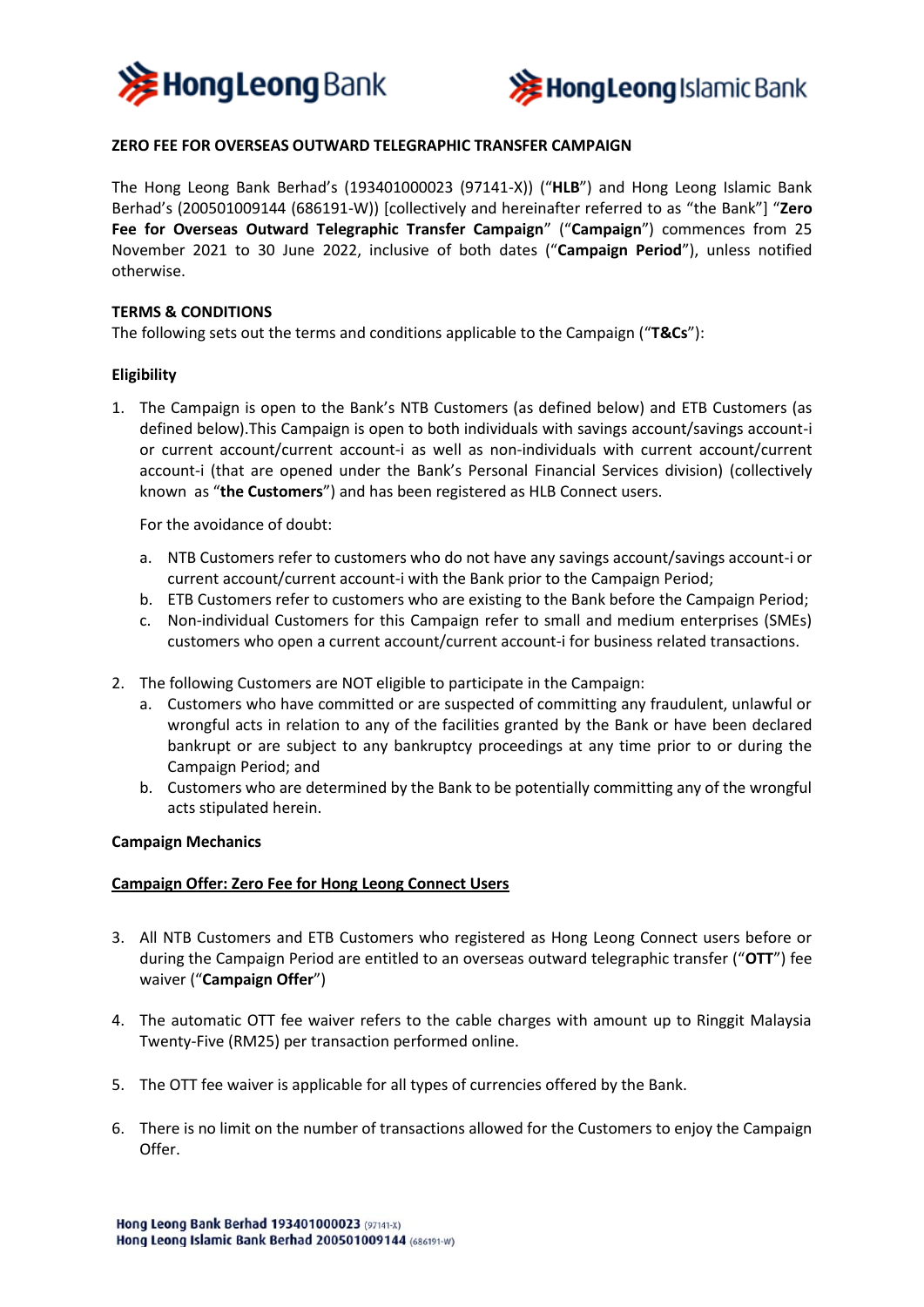## ZERO FEE FOR OVERSEAS OUTWARD TELEGRAPHIC TRANSFER CAMPAIGN

The Hong Leong Bank Berhad's (193401000023 (97141-X)) ("**HLB**") and Hong Leong Islamic Bank Berhad's (200501009144 (686191-W)) [collectively and hereinafter referred to as "the Bank"] "**Zero Fee for Overseas Outward Telegraphic Transfer Campaign**" ("**Campaign**") commences from 25 November 2021 to 30 June 2022, inclusive of both dates ("**Campaign Period**"), unless notified otherwise.

**TERMS & CONDITIONS**

The following sets out the terms and conditions applicable to the Campaign ("**T&Cs**"):

**Eligibility**

1. The Campaign is open to the Bank's NTB Customers (as defined below) and ETB Customers (as defined below).This Campaign is open to both individuals with savings account/savings account-i or current account/current account-i as well as non-individuals with current account/current account-i (that are opened under the Bank's Personal Financial Services division) (collectively known as "**the Customers**") and has been registered as HLB Connect users.

   For the avoidance of doubt:

   a. NTB Customers refer to customers who do not have any savings account/savings account-i or current account/current account-i with the Bank prior to the Campaign Period;
   b. ETB Customers refer to customers who are existing to the Bank before the Campaign Period;
   c. Non-individual Customers for this Campaign refer to small and medium enterprises (SMEs) customers who open a current account/current account-i for business related transactions.

2. The following Customers are NOT eligible to participate in the Campaign:
   a. Customers who have committed or are suspected of committing any fraudulent, unlawful or wrongful acts in relation to any of the facilities granted by the Bank or have been declared bankrupt or are subject to any bankruptcy proceedings at any time prior to or during the Campaign Period; and
   b. Customers who are determined by the Bank to be potentially committing any of the wrongful acts stipulated herein.

**Campaign Mechanics**

**<u>Campaign Offer: Zero Fee for Hong Leong Connect Users</u>**

3. All NTB Customers and ETB Customers who registered as Hong Leong Connect users before or during the Campaign Period are entitled to an overseas outward telegraphic transfer ("**OTT**") fee waiver ("**Campaign Offer**")

4. The automatic OTT fee waiver refers to the cable charges with amount up to Ringgit Malaysia Twenty-Five (RM25) per transaction performed online.

5. The OTT fee waiver is applicable for all types of currencies offered by the Bank.

6. There is no limit on the number of transactions allowed for the Customers to enjoy the Campaign Offer.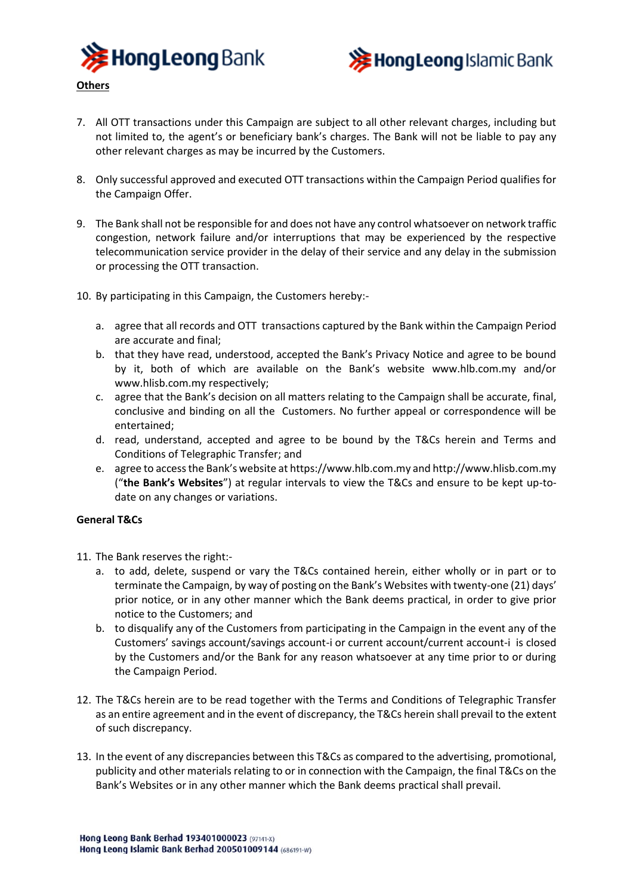**Others**

7. All OTT transactions under this Campaign are subject to all other relevant charges, including but not limited to, the agent's or beneficiary bank's charges. The Bank will not be liable to pay any other relevant charges as may be incurred by the Customers.

8. Only successful approved and executed OTT transactions within the Campaign Period qualifies for the Campaign Offer.

9. The Bank shall not be responsible for and does not have any control whatsoever on network traffic congestion, network failure and/or interruptions that may be experienced by the respective telecommunication service provider in the delay of their service and any delay in the submission or processing the OTT transaction.

10. By participating in this Campaign, the Customers hereby:-

    a. agree that all records and OTT transactions captured by the Bank within the Campaign Period are accurate and final;
    b. that they have read, understood, accepted the Bank's Privacy Notice and agree to be bound by it, both of which are available on the Bank's website www.hlb.com.my and/or www.hlisb.com.my respectively;
    c. agree that the Bank's decision on all matters relating to the Campaign shall be accurate, final, conclusive and binding on all the Customers. No further appeal or correspondence will be entertained;
    d. read, understand, accepted and agree to be bound by the T&Cs herein and Terms and Conditions of Telegraphic Transfer; and
    e. agree to access the Bank's website at https://www.hlb.com.my and http://www.hlisb.com.my ("**the Bank's Websites**") at regular intervals to view the T&Cs and ensure to be kept up-to-date on any changes or variations.

**General T&Cs**

11. The Bank reserves the right:-
    a. to add, delete, suspend or vary the T&Cs contained herein, either wholly or in part or to terminate the Campaign, by way of posting on the Bank's Websites with twenty-one (21) days' prior notice, or in any other manner which the Bank deems practical, in order to give prior notice to the Customers; and
    b. to disqualify any of the Customers from participating in the Campaign in the event any of the Customers' savings account/savings account-i or current account/current account-i is closed by the Customers and/or the Bank for any reason whatsoever at any time prior to or during the Campaign Period.

12. The T&Cs herein are to be read together with the Terms and Conditions of Telegraphic Transfer as an entire agreement and in the event of discrepancy, the T&Cs herein shall prevail to the extent of such discrepancy.

13. In the event of any discrepancies between this T&Cs as compared to the advertising, promotional, publicity and other materials relating to or in connection with the Campaign, the final T&Cs on the Bank's Websites or in any other manner which the Bank deems practical shall prevail.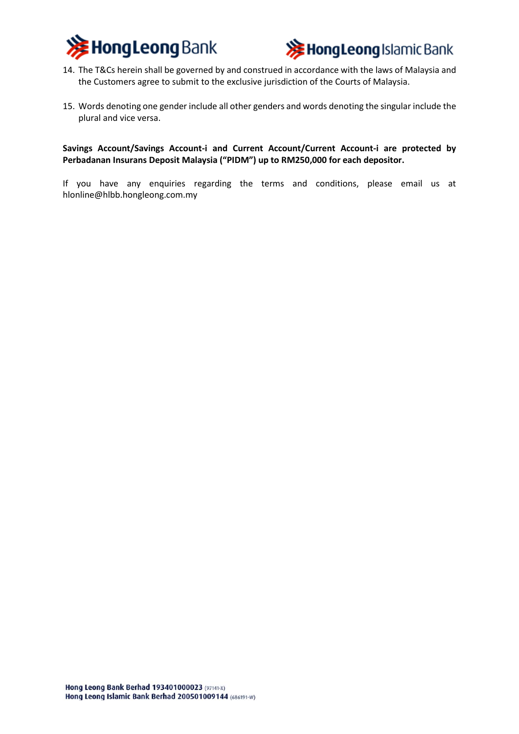14. The T&Cs herein shall be governed by and construed in accordance with the laws of Malaysia and the Customers agree to submit to the exclusive jurisdiction of the Courts of Malaysia.

15. Words denoting one gender include all other genders and words denoting the singular include the plural and vice versa.

**Savings Account/Savings Account-i and Current Account/Current Account-i are protected by Perbadanan Insurans Deposit Malaysia ("PIDM") up to RM250,000 for each depositor.**

If you have any enquiries regarding the terms and conditions, please email us at hlonline@hlbb.hongleong.com.my